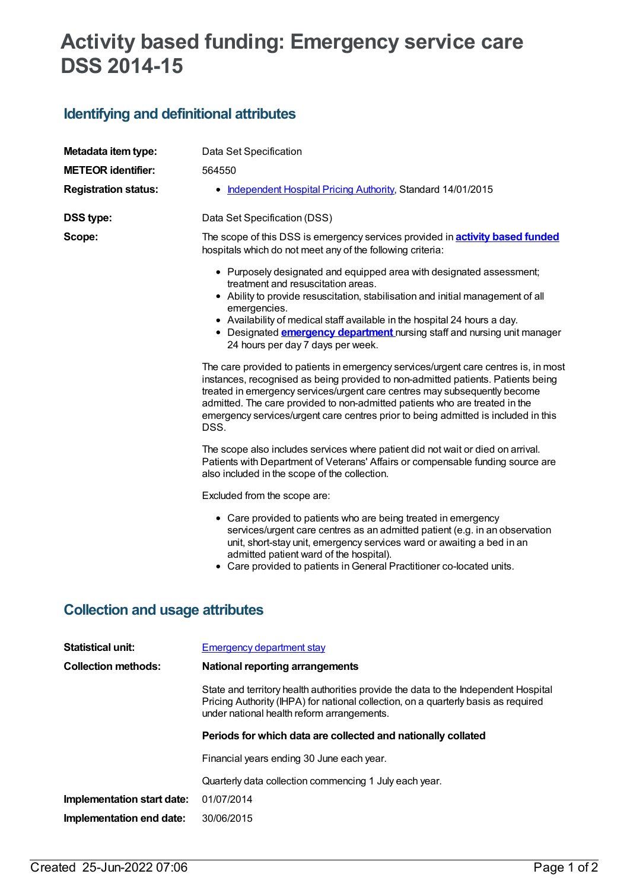# Activity based funding: Emergency service care DSS 2014-15

## Identifying and definitional attributes

**Metadata item type:** Data Set Specification

**METEOR identifier:** 564550

**Registration status:**

- Independent Hospital Pricing Authority, Standard 14/01/2015

**DSS type:** Data Set Specification (DSS)

**Scope:** The scope of this DSS is emergency services provided in **activity based funded** hospitals which do not meet any of the following criteria:

- Purposely designated and equipped area with designated assessment; treatment and resuscitation areas.
- Ability to provide resuscitation, stabilisation and initial management of all emergencies.
- Availability of medical staff available in the hospital 24 hours a day.
- Designated **emergency department** nursing staff and nursing unit manager 24 hours per day 7 days per week.

The care provided to patients in emergency services/urgent care centres is, in most instances, recognised as being provided to non-admitted patients. Patients being treated in emergency services/urgent care centres may subsequently become admitted. The care provided to non-admitted patients who are treated in the emergency services/urgent care centres prior to being admitted is included in this DSS.

The scope also includes services where patient did not wait or died on arrival. Patients with Department of Veterans' Affairs or compensable funding source are also included in the scope of the collection.

Excluded from the scope are:

- Care provided to patients who are being treated in emergency services/urgent care centres as an admitted patient (e.g. in an observation unit, short-stay unit, emergency services ward or awaiting a bed in an admitted patient ward of the hospital).
- Care provided to patients in General Practitioner co-located units.

## Collection and usage attributes

**Statistical unit:** Emergency department stay

**Collection methods:** **National reporting arrangements**

State and territory health authorities provide the data to the Independent Hospital Pricing Authority (IHPA) for national collection, on a quarterly basis as required under national health reform arrangements.

**Periods for which data are collected and nationally collated**

Financial years ending 30 June each year.

Quarterly data collection commencing 1 July each year.

**Implementation start date:** 01/07/2014

**Implementation end date:** 30/06/2015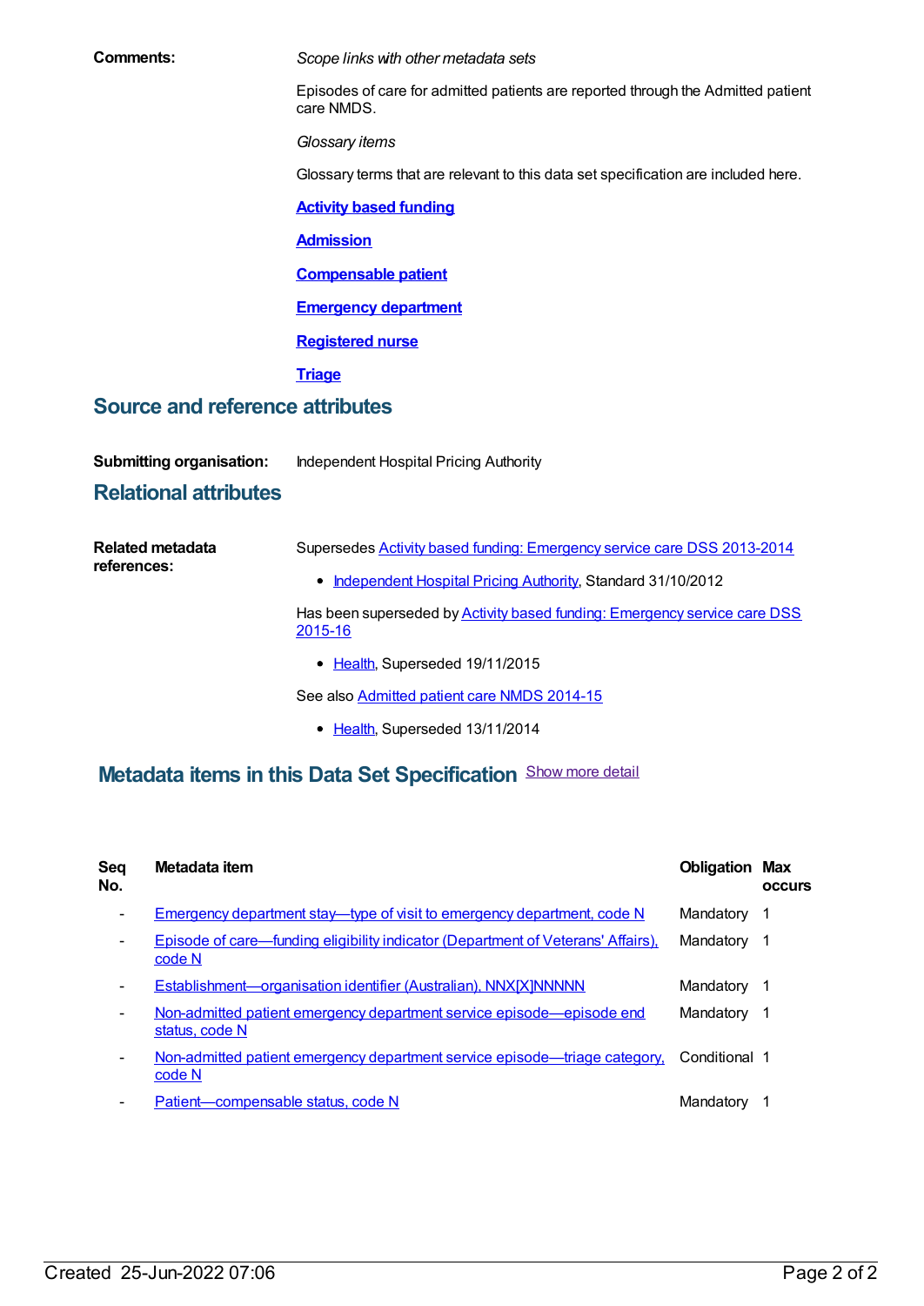**Comments:**

*Scope links with other metadata sets*

Episodes of care for admitted patients are reported through the Admitted patient care NMDS.

*Glossary items*

Glossary terms that are relevant to this data set specification are included here.

**Activity based funding**

**Admission**

**Compensable patient**

**Emergency department**

**Registered nurse**

**Triage**

## Source and reference attributes

**Submitting organisation:** Independent Hospital Pricing Authority

## Relational attributes

**Related metadata references:**

Supersedes Activity based funding: Emergency service care DSS 2013-2014

- Independent Hospital Pricing Authority, Standard 31/10/2012

Has been superseded by Activity based funding: Emergency service care DSS 2015-16

- Health, Superseded 19/11/2015

See also Admitted patient care NMDS 2014-15

- Health, Superseded 13/11/2014

## Metadata items in this Data Set Specification

Show more detail

| Seq No. | Metadata item | Obligation | Max occurs |
|---|---|---|---|
| - | Emergency department stay—type of visit to emergency department, code N | Mandatory | 1 |
| - | Episode of care—funding eligibility indicator (Department of Veterans' Affairs), code N | Mandatory | 1 |
| - | Establishment—organisation identifier (Australian), NNX[X]NNNNN | Mandatory | 1 |
| - | Non-admitted patient emergency department service episode—episode end status, code N | Mandatory | 1 |
| - | Non-admitted patient emergency department service episode—triage category, code N | Conditional | 1 |
| - | Patient—compensable status, code N | Mandatory | 1 |